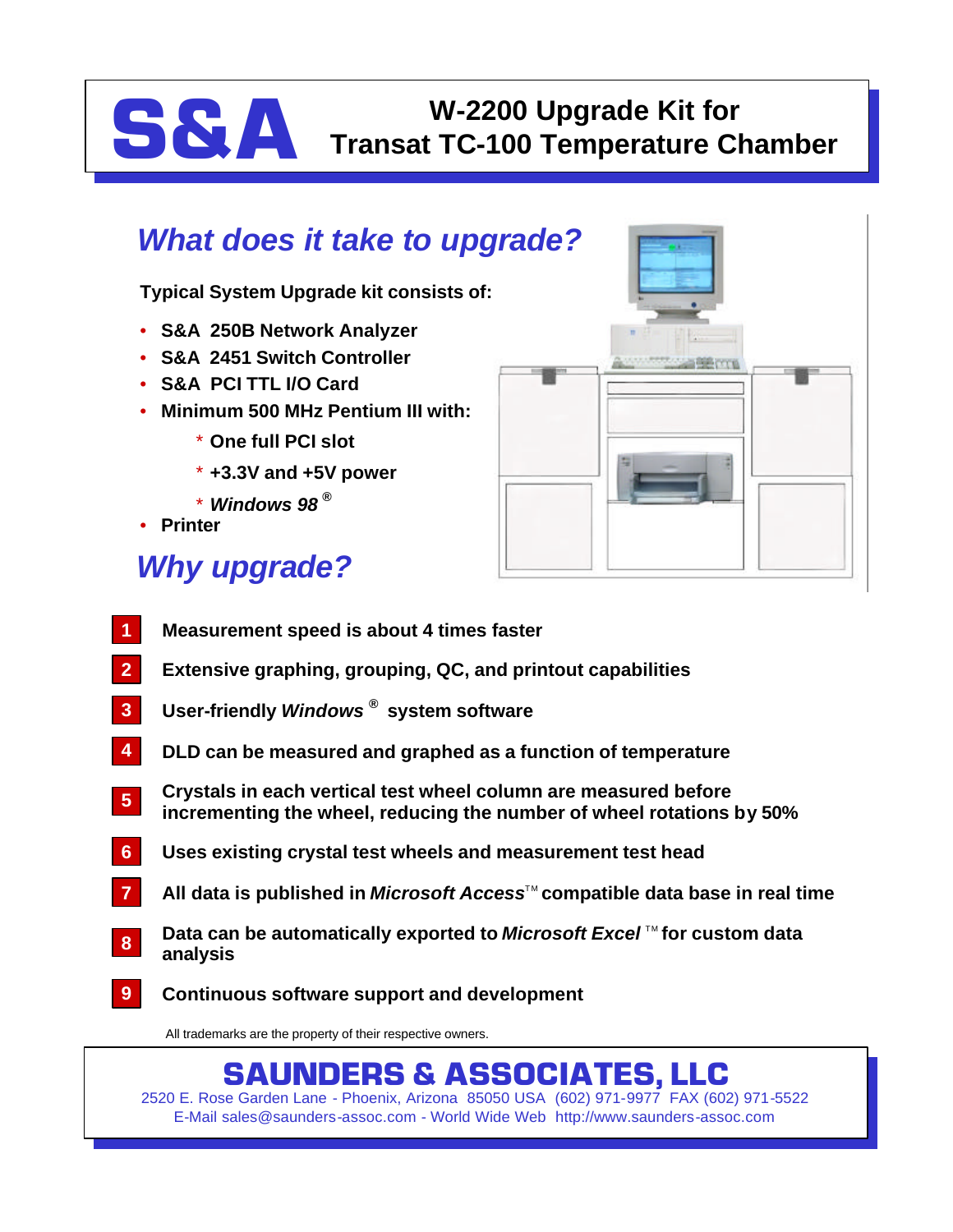# S&A W-2200 Upgrade Kit for Transat TC-100 Temperature Chamber

## *What does it take to upgrade?*

**Typical System Upgrade kit consists of:**

- **S&A 250B Network Analyzer**
- **S&A 2451 Switch Controller**
- **S&A PCI TTL I/O Card**
- **Minimum 500 MHz Pentium III with:**
  - * **One full PCI slot**
  - * **+3.3V and +5V power**
  - * ***Windows 98*** ®
- **Printer**

## *Why upgrade?*

1. **Measurement speed is about 4 times faster**
2. **Extensive graphing, grouping, QC, and printout capabilities**
3. **User-friendly *Windows*® system software**
4. **DLD can be measured and graphed as a function of temperature**
5. **Crystals in each vertical test wheel column are measured before incrementing the wheel, reducing the number of wheel rotations by 50%**
6. **Uses existing crystal test wheels and measurement test head**
7. **All data is published in *Microsoft Access*™ compatible data base in real time**
8. **Data can be automatically exported to *Microsoft Excel*™ for custom data analysis**
9. **Continuous software support and development**

All trademarks are the property of their respective owners.

**SAUNDERS & ASSOCIATES, LLC**
2520 E. Rose Garden Lane - Phoenix, Arizona 85050 USA (602) 971-9977 FAX (602) 971-5522
E-Mail sales@saunders-assoc.com - World Wide Web http://www.saunders-assoc.com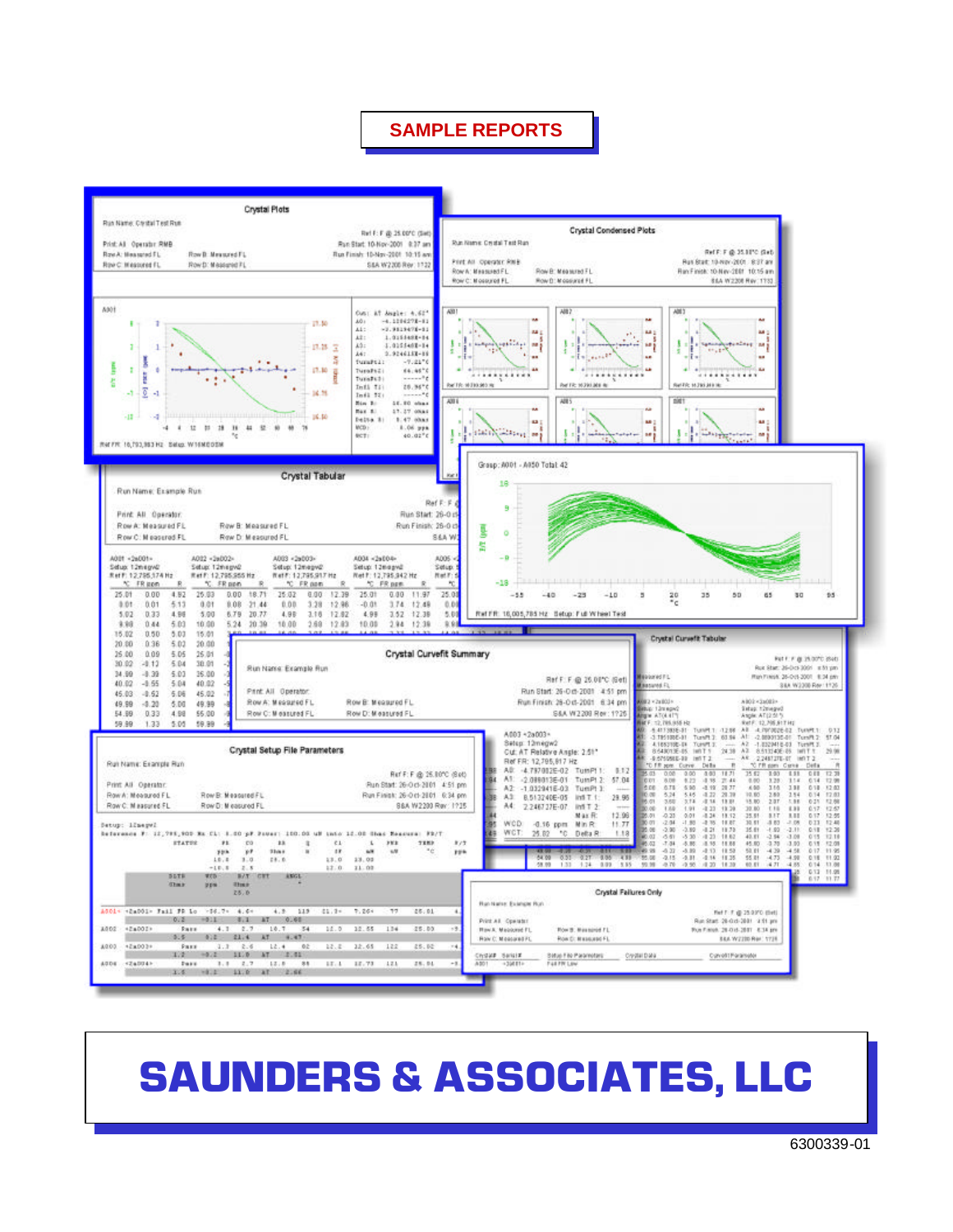# SAMPLE REPORTS

# SAUNDERS & ASSOCIATES, LLC

6300339-01